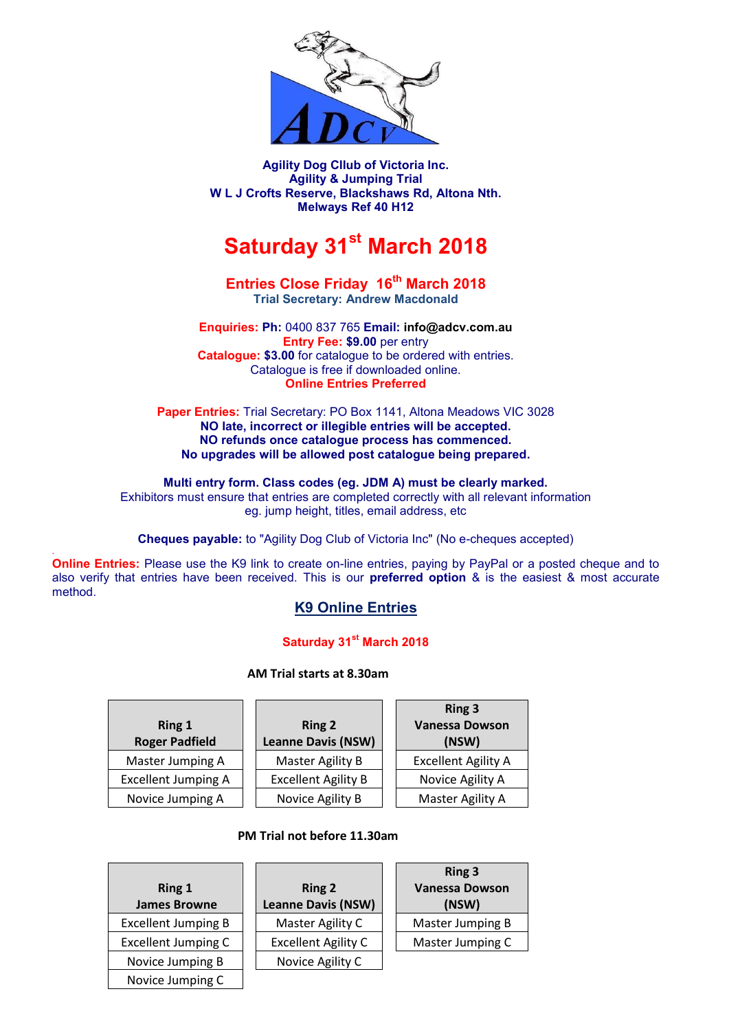**Agility Dog Cllub of Victoria Inc.**
**Agility & Jumping Trial**
**W L J Crofts Reserve, Blackshaws Rd, Altona Nth.**
**Melways Ref 40 H12**

# Saturday 31st March 2018

## Entries Close Friday 16th March 2018

**Trial Secretary: Andrew Macdonald**

**Enquiries: Ph:** 0400 837 765 **Email: info@adcv.com.au**
**Entry Fee: $9.00** per entry
**Catalogue: $3.00** for catalogue to be ordered with entries.
Catalogue is free if downloaded online.
**Online Entries Preferred**

**Paper Entries:** Trial Secretary: PO Box 1141, Altona Meadows VIC 3028
**NO late, incorrect or illegible entries will be accepted.**
**NO refunds once catalogue process has commenced.**
**No upgrades will be allowed post catalogue being prepared.**

**Multi entry form. Class codes (eg. JDM A) must be clearly marked.**
Exhibitors must ensure that entries are completed correctly with all relevant information eg. jump height, titles, email address, etc

**Cheques payable:** to "Agility Dog Club of Victoria Inc" (No e-cheques accepted)

**Online Entries:** Please use the K9 link to create on-line entries, paying by PayPal or a posted cheque and to also verify that entries have been received. This is our **preferred option** & is the easiest & most accurate method.

**K9 Online Entries**

**Saturday 31st March 2018**

**AM Trial starts at 8.30am**

| Ring 1 Roger Padfield | Ring 2 Leanne Davis (NSW) | Ring 3 Vanessa Dowson (NSW) |
|---|---|---|
| Master Jumping A | Master Agility B | Excellent Agility A |
| Excellent Jumping A | Excellent Agility B | Novice Agility A |
| Novice Jumping A | Novice Agility B | Master Agility A |

**PM Trial not before 11.30am**

| Ring 1 James Browne | Ring 2 Leanne Davis (NSW) | Ring 3 Vanessa Dowson (NSW) |
|---|---|---|
| Excellent Jumping B | Master Agility C | Master Jumping B |
| Excellent Jumping C | Excellent Agility C | Master Jumping C |
| Novice Jumping B | Novice Agility C | |
| Novice Jumping C | | |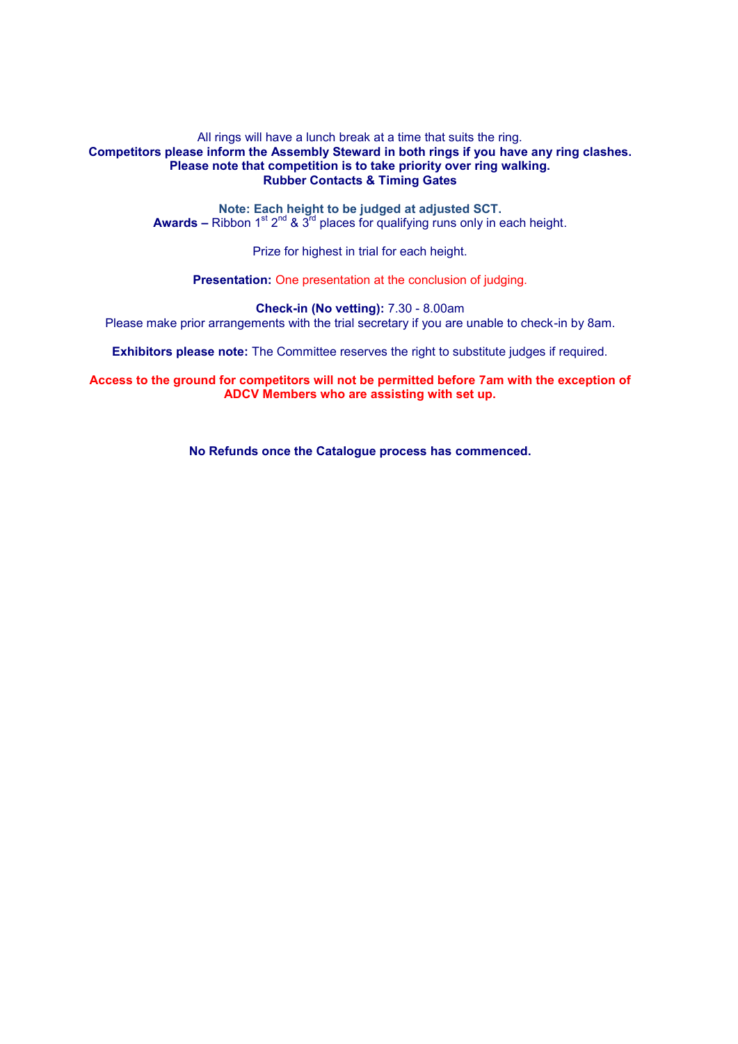All rings will have a lunch break at a time that suits the ring.

**Competitors please inform the Assembly Steward in both rings if you have any ring clashes.**
**Please note that competition is to take priority over ring walking.**
**Rubber Contacts & Timing Gates**

**Note: Each height to be judged at adjusted SCT.**
**Awards –** Ribbon 1st 2nd & 3rd places for qualifying runs only in each height.

Prize for highest in trial for each height.

**Presentation:** One presentation at the conclusion of judging.

**Check-in (No vetting):** 7.30 - 8.00am
Please make prior arrangements with the trial secretary if you are unable to check-in by 8am.

**Exhibitors please note:** The Committee reserves the right to substitute judges if required.

**Access to the ground for competitors will not be permitted before 7am with the exception of ADCV Members who are assisting with set up.**

**No Refunds once the Catalogue process has commenced.**